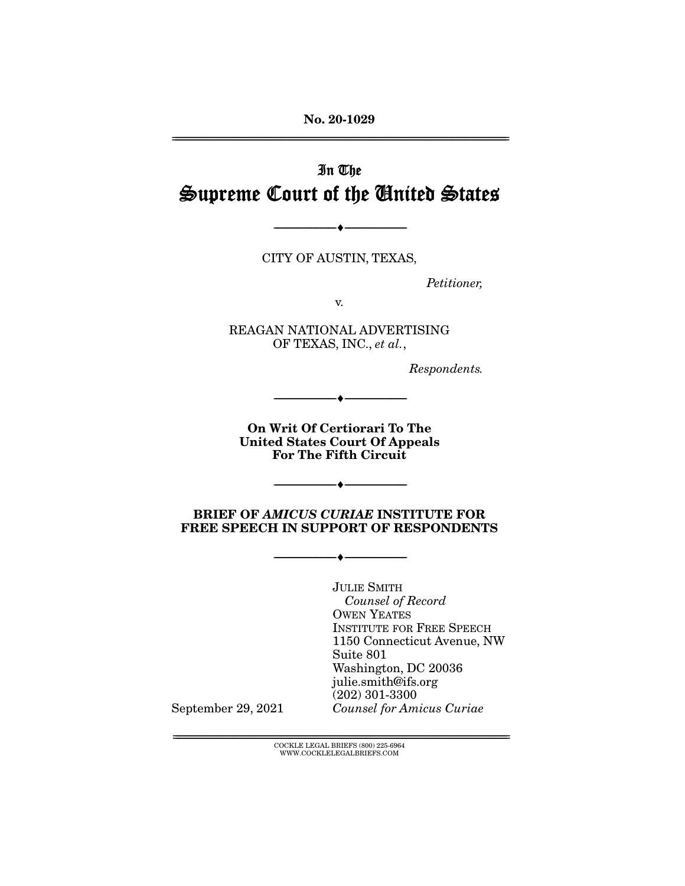**No. 20-1029**

---

In The
# Supreme Court of the United States

---

CITY OF AUSTIN, TEXAS,

*Petitioner,*

v.

REAGAN NATIONAL ADVERTISING
OF TEXAS, INC., *et al.*,

*Respondents.*

---

**On Writ Of Certiorari To The
United States Court Of Appeals
For The Fifth Circuit**

---

**BRIEF OF *AMICUS CURIAE* INSTITUTE FOR
FREE SPEECH IN SUPPORT OF RESPONDENTS**

---

JULIE SMITH
*Counsel of Record*
OWEN YEATES
INSTITUTE FOR FREE SPEECH
1150 Connecticut Avenue, NW
Suite 801
Washington, DC 20036
julie.smith@ifs.org
(202) 301-3300
*Counsel for Amicus Curiae*

September 29, 2021

---

COCKLE LEGAL BRIEFS (800) 225-6964
WWW.COCKLELEGALBRIEFS.COM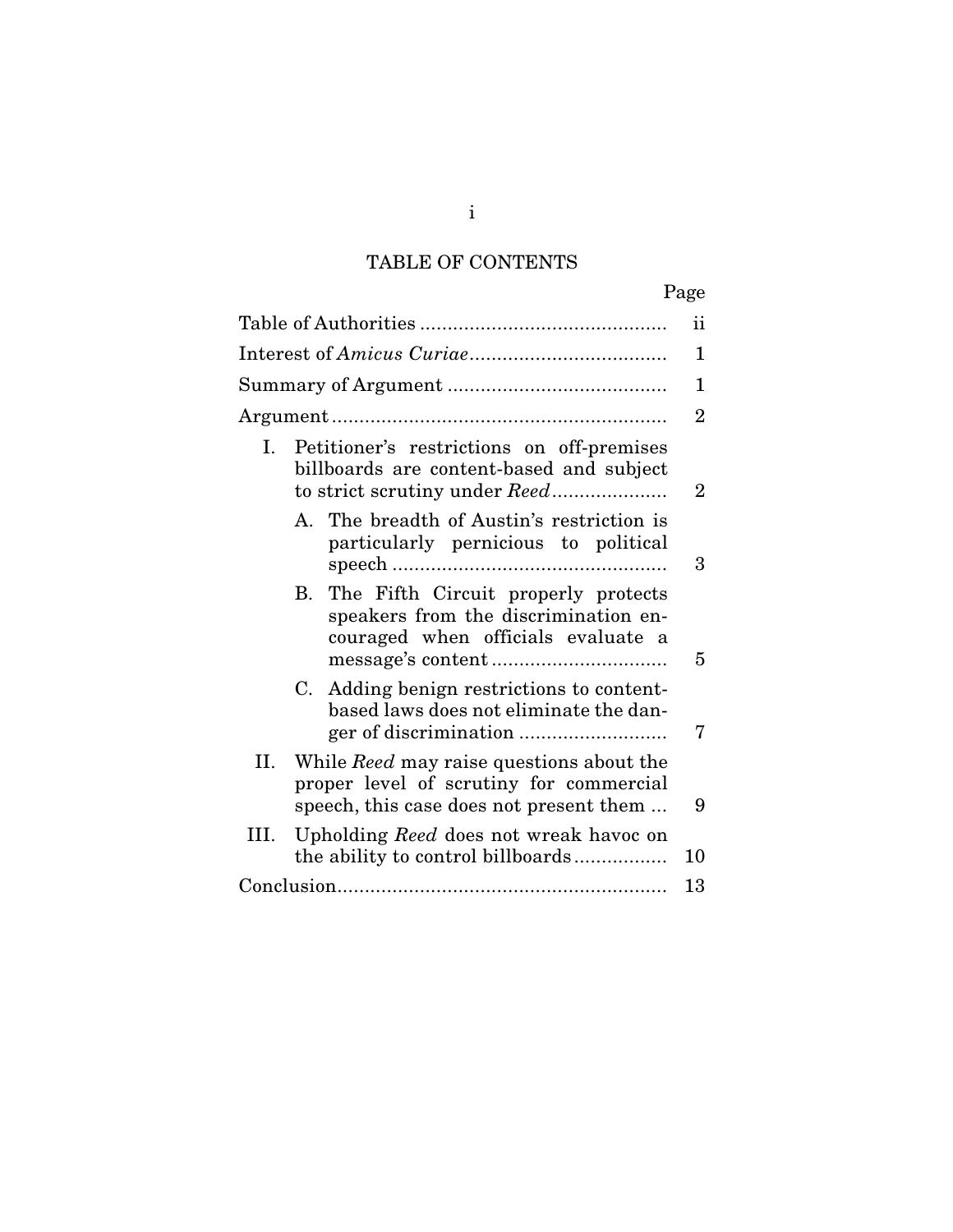# TABLE OF CONTENTS

| | Page |
|---|---|
| Table of Authorities | ii |
| Interest of *Amicus Curiae* | 1 |
| Summary of Argument | 1 |
| Argument | 2 |
| I. Petitioner's restrictions on off-premises billboards are content-based and subject to strict scrutiny under *Reed* | 2 |
| A. The breadth of Austin's restriction is particularly pernicious to political speech | 3 |
| B. The Fifth Circuit properly protects speakers from the discrimination encouraged when officials evaluate a message's content | 5 |
| C. Adding benign restrictions to content-based laws does not eliminate the danger of discrimination | 7 |
| II. While *Reed* may raise questions about the proper level of scrutiny for commercial speech, this case does not present them | 9 |
| III. Upholding *Reed* does not wreak havoc on the ability to control billboards | 10 |
| Conclusion | 13 |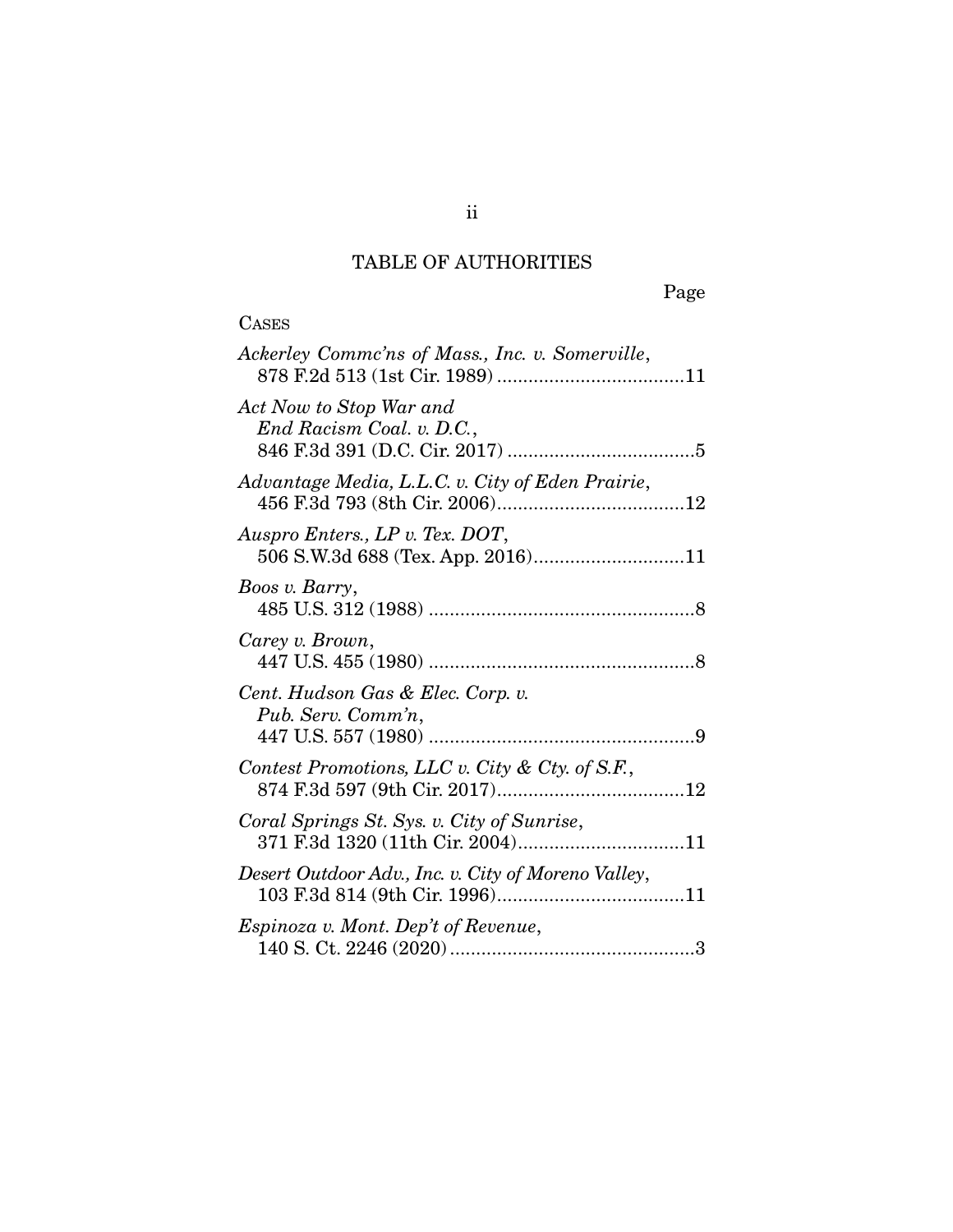## TABLE OF AUTHORITIES

Page

CASES

*Ackerley Commc'ns of Mass., Inc. v. Somerville*, 878 F.2d 513 (1st Cir. 1989) ....................................11

*Act Now to Stop War and End Racism Coal. v. D.C.*, 846 F.3d 391 (D.C. Cir. 2017) ....................................5

*Advantage Media, L.L.C. v. City of Eden Prairie*, 456 F.3d 793 (8th Cir. 2006)....................................12

*Auspro Enters., LP v. Tex. DOT*, 506 S.W.3d 688 (Tex. App. 2016).............................11

*Boos v. Barry*, 485 U.S. 312 (1988) ...................................................8

*Carey v. Brown*, 447 U.S. 455 (1980) ...................................................8

*Cent. Hudson Gas & Elec. Corp. v. Pub. Serv. Comm'n*, 447 U.S. 557 (1980) ...................................................9

*Contest Promotions, LLC v. City & Cty. of S.F.*, 874 F.3d 597 (9th Cir. 2017)....................................12

*Coral Springs St. Sys. v. City of Sunrise*, 371 F.3d 1320 (11th Cir. 2004)................................11

*Desert Outdoor Adv., Inc. v. City of Moreno Valley*, 103 F.3d 814 (9th Cir. 1996)....................................11

*Espinoza v. Mont. Dep't of Revenue*, 140 S. Ct. 2246 (2020)...............................................3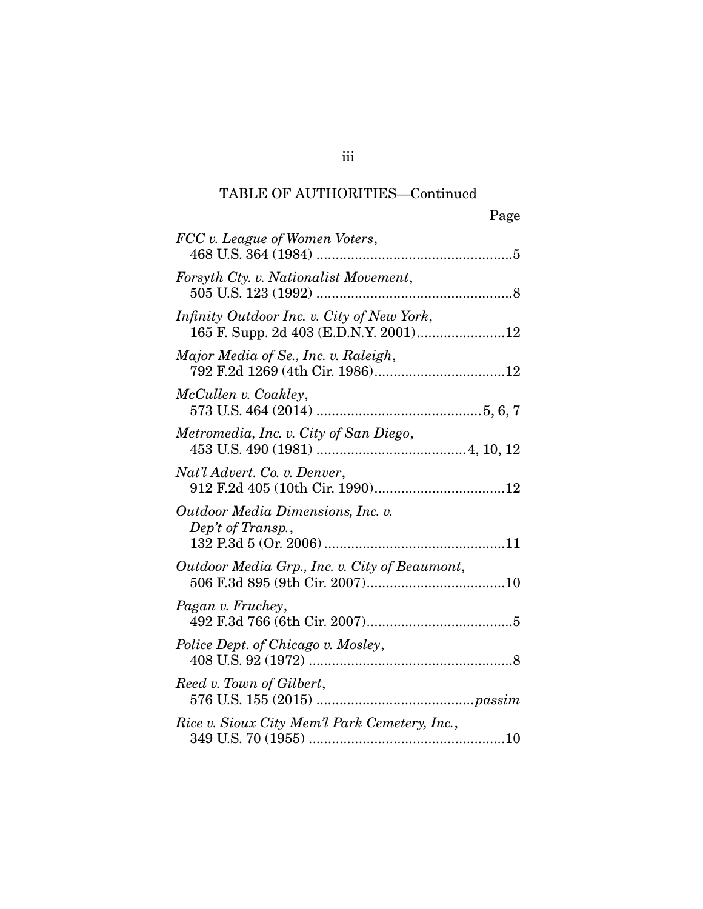TABLE OF AUTHORITIES—Continued

Page

*FCC v. League of Women Voters*,
468 U.S. 364 (1984) .....................................................5

*Forsyth Cty. v. Nationalist Movement*,
505 U.S. 123 (1992) .....................................................8

*Infinity Outdoor Inc. v. City of New York*,
165 F. Supp. 2d 403 (E.D.N.Y. 2001).......................12

*Major Media of Se., Inc. v. Raleigh*,
792 F.2d 1269 (4th Cir. 1986)..................................12

*McCullen v. Coakley*,
573 U.S. 464 (2014) ...........................................5, 6, 7

*Metromedia, Inc. v. City of San Diego*,
453 U.S. 490 (1981) .......................................4, 10, 12

*Nat'l Advert. Co. v. Denver*,
912 F.2d 405 (10th Cir. 1990)..................................12

*Outdoor Media Dimensions, Inc. v. Dep't of Transp.*,
132 P.3d 5 (Or. 2006) ...............................................11

*Outdoor Media Grp., Inc. v. City of Beaumont*,
506 F.3d 895 (9th Cir. 2007)....................................10

*Pagan v. Fruchey*,
492 F.3d 766 (6th Cir. 2007)......................................5

*Police Dept. of Chicago v. Mosley*,
408 U.S. 92 (1972) .....................................................8

*Reed v. Town of Gilbert*,
576 U.S. 155 (2015) .........................................*passim*

*Rice v. Sioux City Mem'l Park Cemetery, Inc.*,
349 U.S. 70 (1955) ...................................................10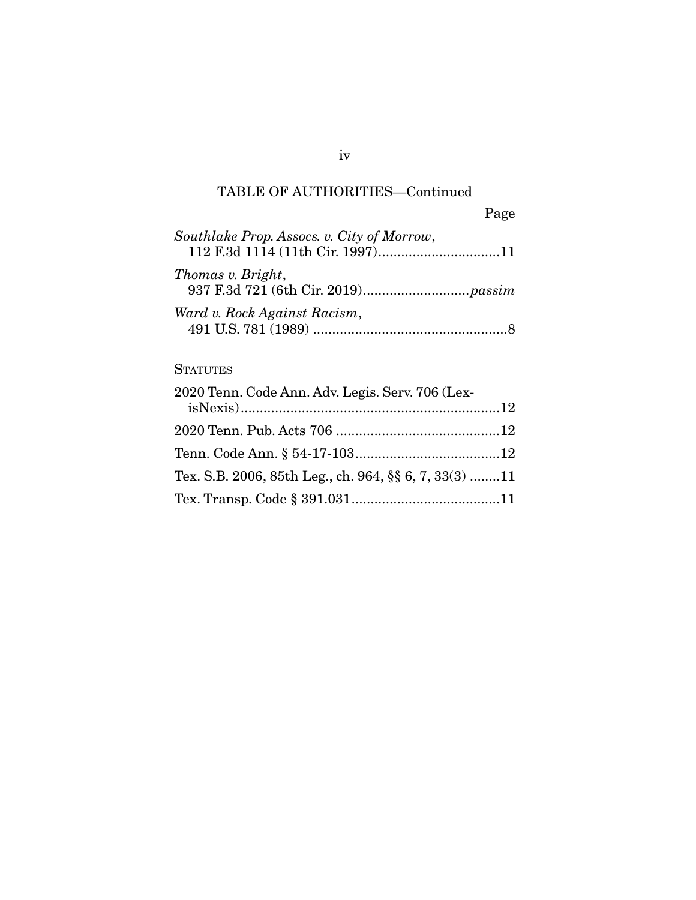TABLE OF AUTHORITIES—Continued

Page

*Southlake Prop. Assocs. v. City of Morrow*,
112 F.3d 1114 (11th Cir. 1997)................................11

*Thomas v. Bright*,
937 F.3d 721 (6th Cir. 2019)............................*passim*

*Ward v. Rock Against Racism*,
491 U.S. 781 (1989) ...................................................8

STATUTES

2020 Tenn. Code Ann. Adv. Legis. Serv. 706 (LexisNexis).....................................................................12

2020 Tenn. Pub. Acts 706 ...........................................12

Tenn. Code Ann. § 54-17-103......................................12

Tex. S.B. 2006, 85th Leg., ch. 964, §§ 6, 7, 33(3) ........11

Tex. Transp. Code § 391.031.......................................11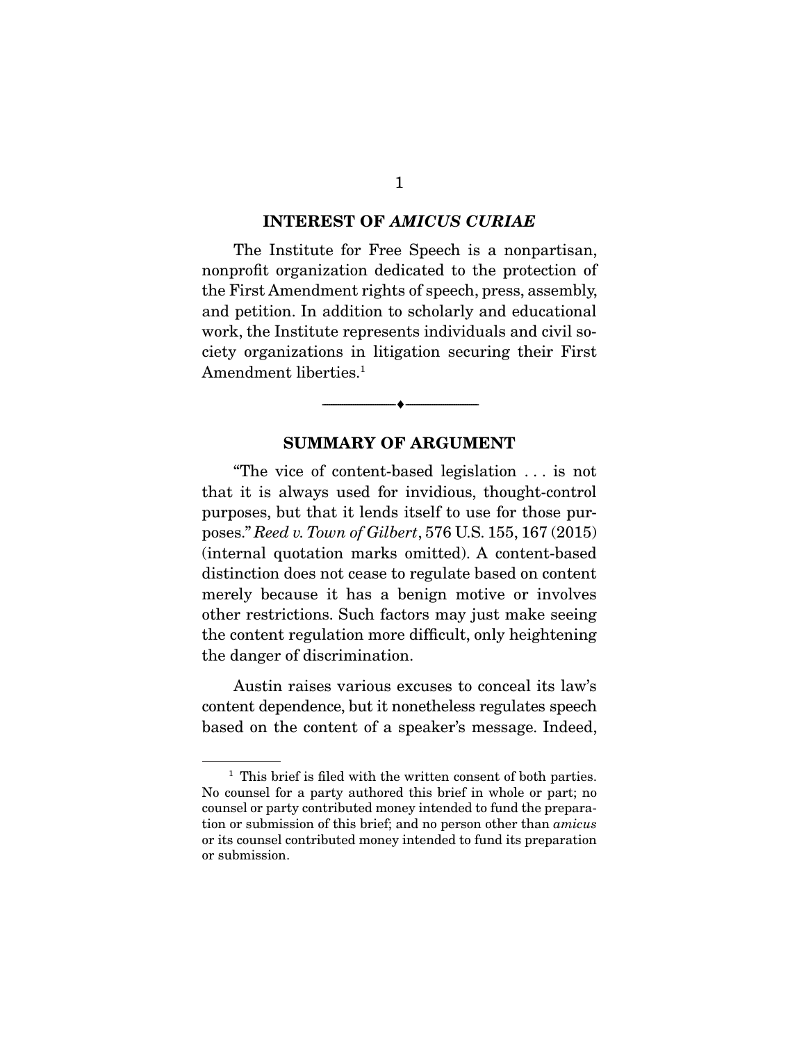## INTEREST OF *AMICUS CURIAE*

The Institute for Free Speech is a nonpartisan, nonprofit organization dedicated to the protection of the First Amendment rights of speech, press, assembly, and petition. In addition to scholarly and educational work, the Institute represents individuals and civil society organizations in litigation securing their First Amendment liberties.[1]

---

## SUMMARY OF ARGUMENT

"The vice of content-based legislation . . . is not that it is always used for invidious, thought-control purposes, but that it lends itself to use for those purposes." *Reed v. Town of Gilbert*, 576 U.S. 155, 167 (2015) (internal quotation marks omitted). A content-based distinction does not cease to regulate based on content merely because it has a benign motive or involves other restrictions. Such factors may just make seeing the content regulation more difficult, only heightening the danger of discrimination.

Austin raises various excuses to conceal its law's content dependence, but it nonetheless regulates speech based on the content of a speaker's message. Indeed,

---

[1] This brief is filed with the written consent of both parties. No counsel for a party authored this brief in whole or part; no counsel or party contributed money intended to fund the preparation or submission of this brief; and no person other than *amicus* or its counsel contributed money intended to fund its preparation or submission.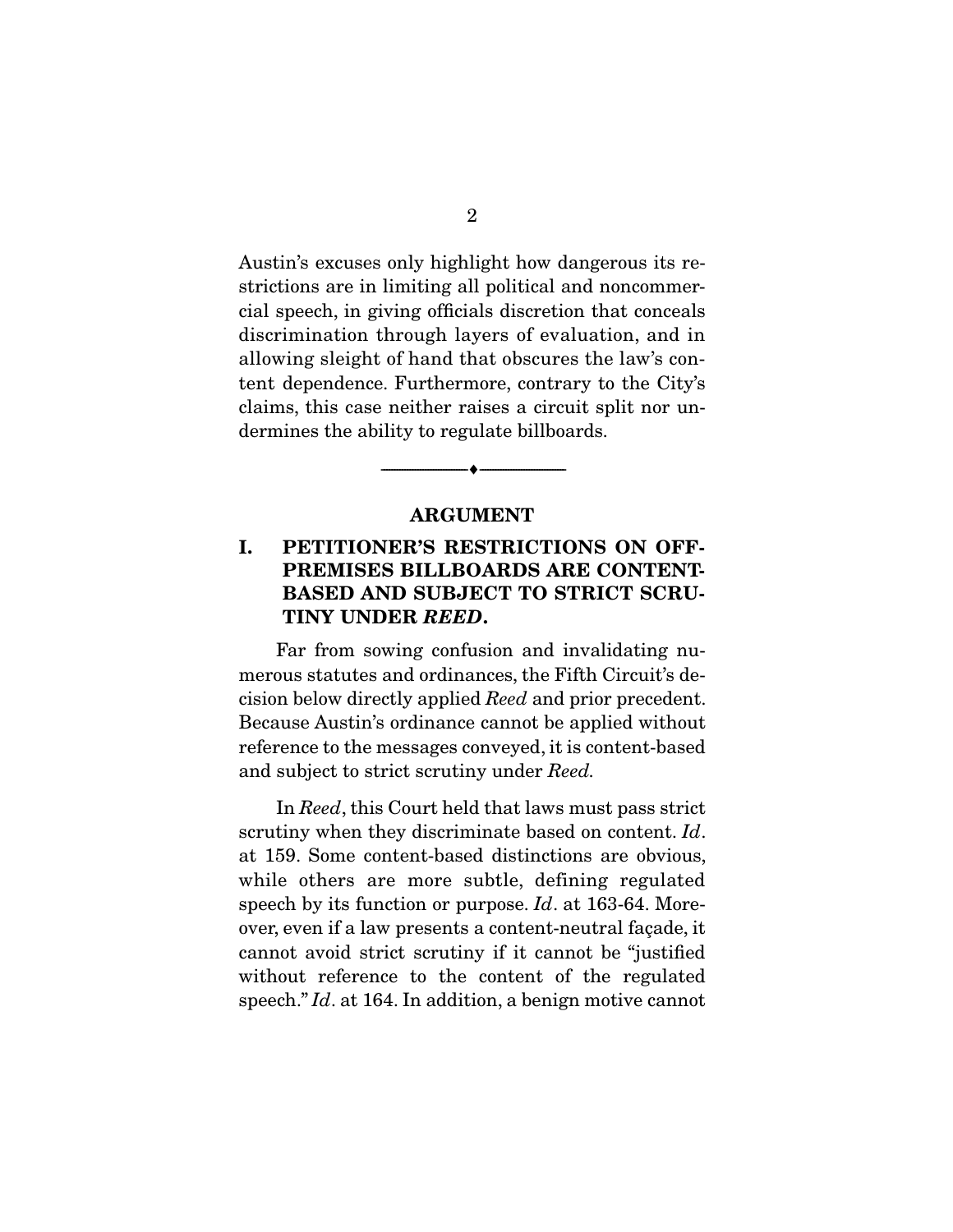Austin's excuses only highlight how dangerous its restrictions are in limiting all political and noncommercial speech, in giving officials discretion that conceals discrimination through layers of evaluation, and in allowing sleight of hand that obscures the law's content dependence. Furthermore, contrary to the City's claims, this case neither raises a circuit split nor undermines the ability to regulate billboards.

---

## ARGUMENT

### I. PETITIONER'S RESTRICTIONS ON OFF-PREMISES BILLBOARDS ARE CONTENT-BASED AND SUBJECT TO STRICT SCRUTINY UNDER *REED*.

Far from sowing confusion and invalidating numerous statutes and ordinances, the Fifth Circuit's decision below directly applied *Reed* and prior precedent. Because Austin's ordinance cannot be applied without reference to the messages conveyed, it is content-based and subject to strict scrutiny under *Reed.*

In *Reed*, this Court held that laws must pass strict scrutiny when they discriminate based on content. *Id*. at 159. Some content-based distinctions are obvious, while others are more subtle, defining regulated speech by its function or purpose. *Id*. at 163-64. Moreover, even if a law presents a content-neutral façade, it cannot avoid strict scrutiny if it cannot be "justified without reference to the content of the regulated speech." *Id*. at 164. In addition, a benign motive cannot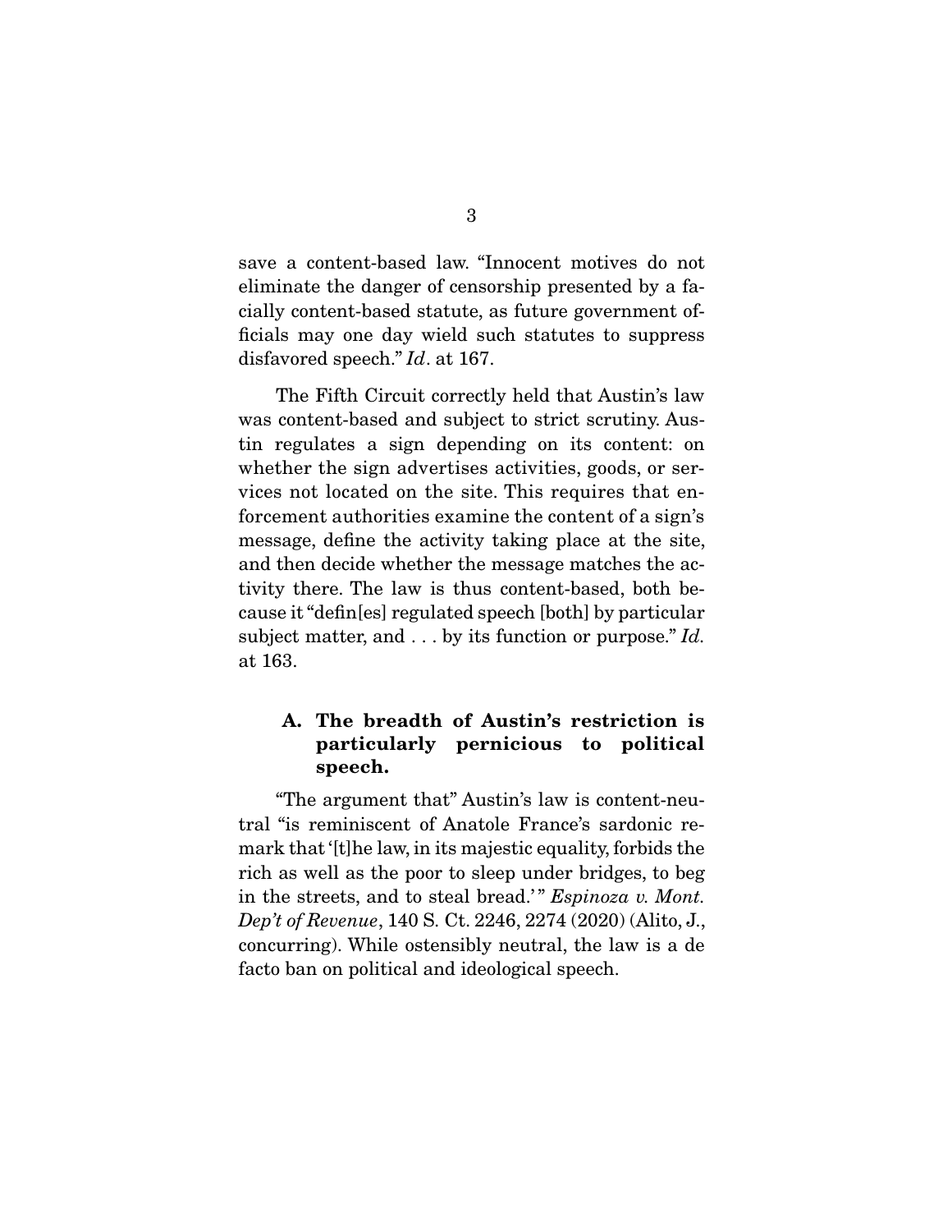save a content-based law. "Innocent motives do not eliminate the danger of censorship presented by a facially content-based statute, as future government officials may one day wield such statutes to suppress disfavored speech." *Id*. at 167.

The Fifth Circuit correctly held that Austin's law was content-based and subject to strict scrutiny. Austin regulates a sign depending on its content: on whether the sign advertises activities, goods, or services not located on the site. This requires that enforcement authorities examine the content of a sign's message, define the activity taking place at the site, and then decide whether the message matches the activity there. The law is thus content-based, both because it "defin[es] regulated speech [both] by particular subject matter, and . . . by its function or purpose." *Id.* at 163.

### A. The breadth of Austin's restriction is particularly pernicious to political speech.

"The argument that" Austin's law is content-neutral "is reminiscent of Anatole France's sardonic remark that '[t]he law, in its majestic equality, forbids the rich as well as the poor to sleep under bridges, to beg in the streets, and to steal bread.'" *Espinoza v. Mont. Dep't of Revenue*, 140 S. Ct. 2246, 2274 (2020) (Alito, J., concurring). While ostensibly neutral, the law is a de facto ban on political and ideological speech.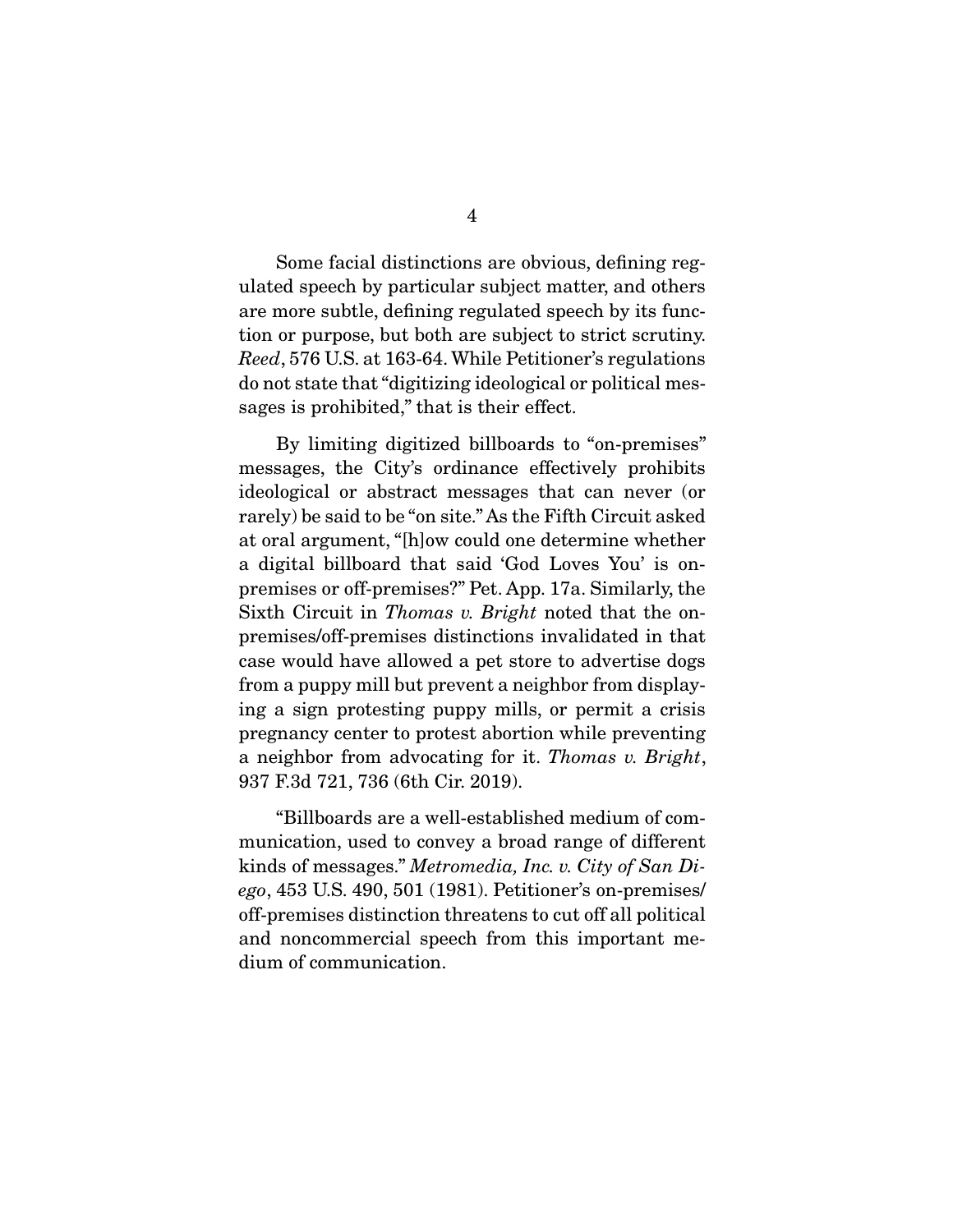Some facial distinctions are obvious, defining regulated speech by particular subject matter, and others are more subtle, defining regulated speech by its function or purpose, but both are subject to strict scrutiny. *Reed*, 576 U.S. at 163-64. While Petitioner's regulations do not state that "digitizing ideological or political messages is prohibited," that is their effect.

By limiting digitized billboards to "on-premises" messages, the City's ordinance effectively prohibits ideological or abstract messages that can never (or rarely) be said to be "on site." As the Fifth Circuit asked at oral argument, "[h]ow could one determine whether a digital billboard that said 'God Loves You' is on-premises or off-premises?" Pet. App. 17a. Similarly, the Sixth Circuit in *Thomas v. Bright* noted that the on-premises/off-premises distinctions invalidated in that case would have allowed a pet store to advertise dogs from a puppy mill but prevent a neighbor from displaying a sign protesting puppy mills, or permit a crisis pregnancy center to protest abortion while preventing a neighbor from advocating for it. *Thomas v. Bright*, 937 F.3d 721, 736 (6th Cir. 2019).

"Billboards are a well-established medium of communication, used to convey a broad range of different kinds of messages." *Metromedia, Inc. v. City of San Diego*, 453 U.S. 490, 501 (1981). Petitioner's on-premises/off-premises distinction threatens to cut off all political and noncommercial speech from this important medium of communication.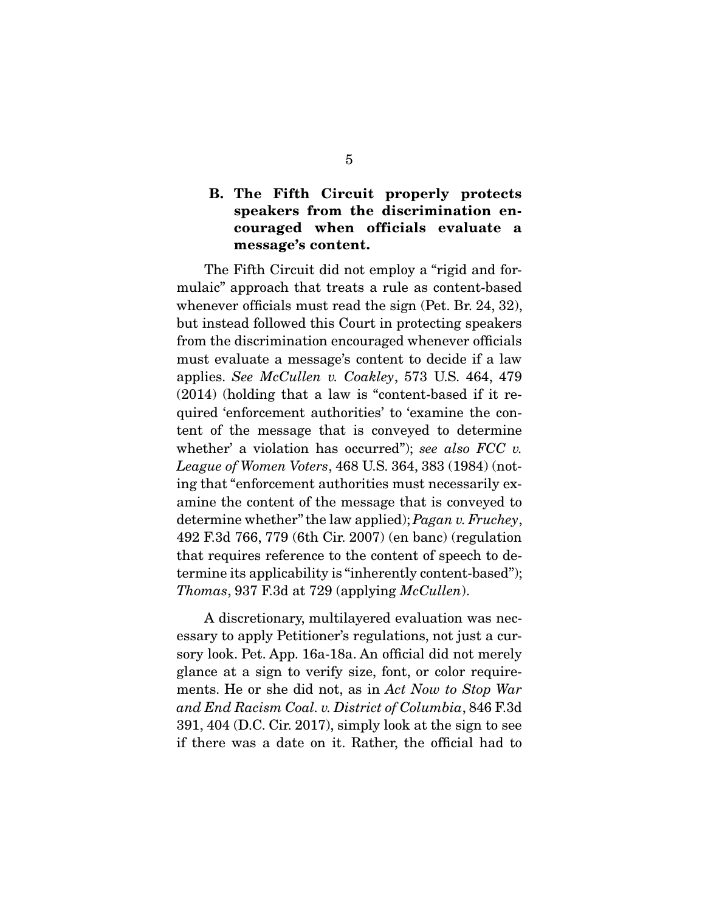### B. The Fifth Circuit properly protects speakers from the discrimination encouraged when officials evaluate a message's content.

The Fifth Circuit did not employ a "rigid and formulaic" approach that treats a rule as content-based whenever officials must read the sign (Pet. Br. 24, 32), but instead followed this Court in protecting speakers from the discrimination encouraged whenever officials must evaluate a message's content to decide if a law applies. *See McCullen v. Coakley*, 573 U.S. 464, 479 (2014) (holding that a law is "content-based if it required 'enforcement authorities' to 'examine the content of the message that is conveyed to determine whether' a violation has occurred"); *see also FCC v. League of Women Voters*, 468 U.S. 364, 383 (1984) (noting that "enforcement authorities must necessarily examine the content of the message that is conveyed to determine whether" the law applied); *Pagan v. Fruchey*, 492 F.3d 766, 779 (6th Cir. 2007) (en banc) (regulation that requires reference to the content of speech to determine its applicability is "inherently content-based"); *Thomas*, 937 F.3d at 729 (applying *McCullen*).

A discretionary, multilayered evaluation was necessary to apply Petitioner's regulations, not just a cursory look. Pet. App. 16a-18a. An official did not merely glance at a sign to verify size, font, or color requirements. He or she did not, as in *Act Now to Stop War and End Racism Coal. v. District of Columbia*, 846 F.3d 391, 404 (D.C. Cir. 2017), simply look at the sign to see if there was a date on it. Rather, the official had to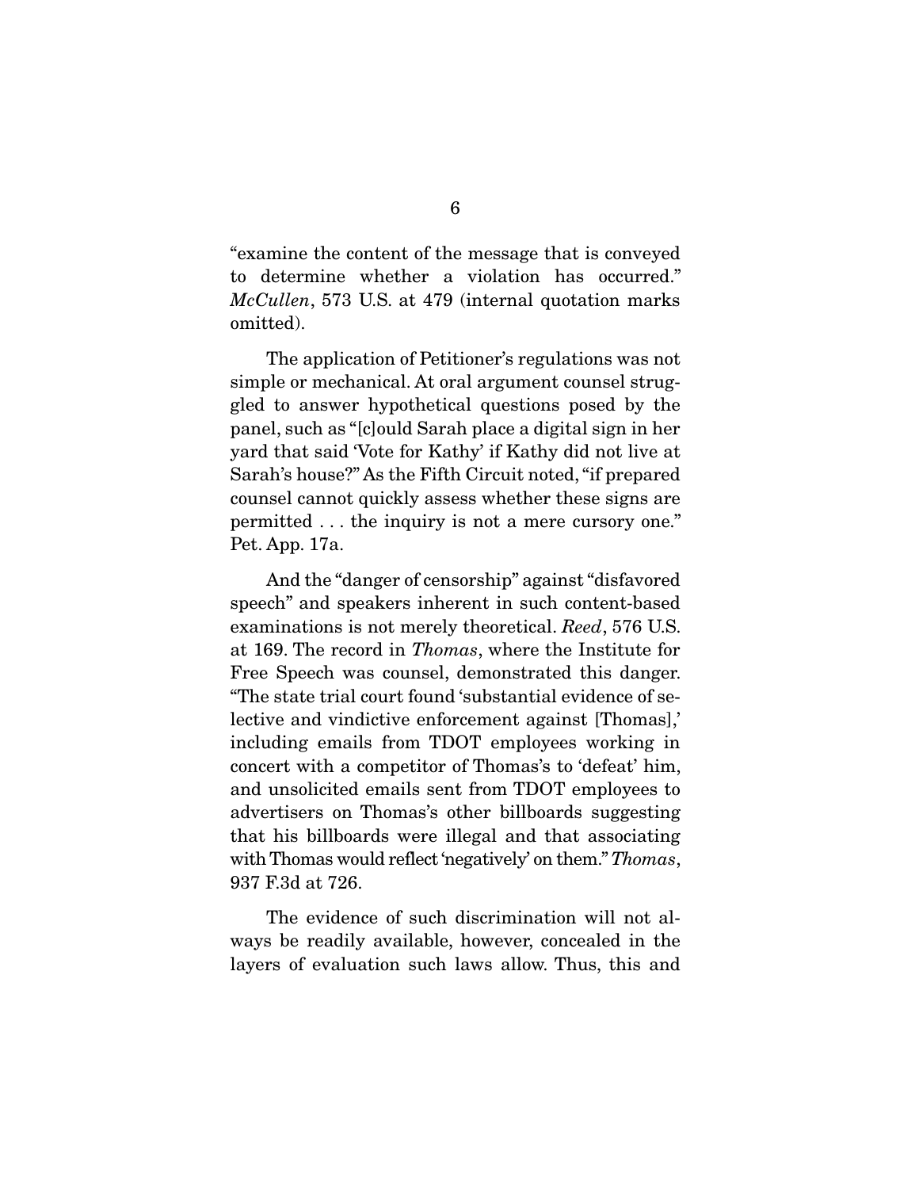"examine the content of the message that is conveyed to determine whether a violation has occurred." *McCullen*, 573 U.S. at 479 (internal quotation marks omitted).

The application of Petitioner's regulations was not simple or mechanical. At oral argument counsel struggled to answer hypothetical questions posed by the panel, such as "[c]ould Sarah place a digital sign in her yard that said 'Vote for Kathy' if Kathy did not live at Sarah's house?" As the Fifth Circuit noted, "if prepared counsel cannot quickly assess whether these signs are permitted . . . the inquiry is not a mere cursory one." Pet. App. 17a.

And the "danger of censorship" against "disfavored speech" and speakers inherent in such content-based examinations is not merely theoretical. *Reed*, 576 U.S. at 169. The record in *Thomas*, where the Institute for Free Speech was counsel, demonstrated this danger. "The state trial court found 'substantial evidence of selective and vindictive enforcement against [Thomas],' including emails from TDOT employees working in concert with a competitor of Thomas's to 'defeat' him, and unsolicited emails sent from TDOT employees to advertisers on Thomas's other billboards suggesting that his billboards were illegal and that associating with Thomas would reflect 'negatively' on them." *Thomas*, 937 F.3d at 726.

The evidence of such discrimination will not always be readily available, however, concealed in the layers of evaluation such laws allow. Thus, this and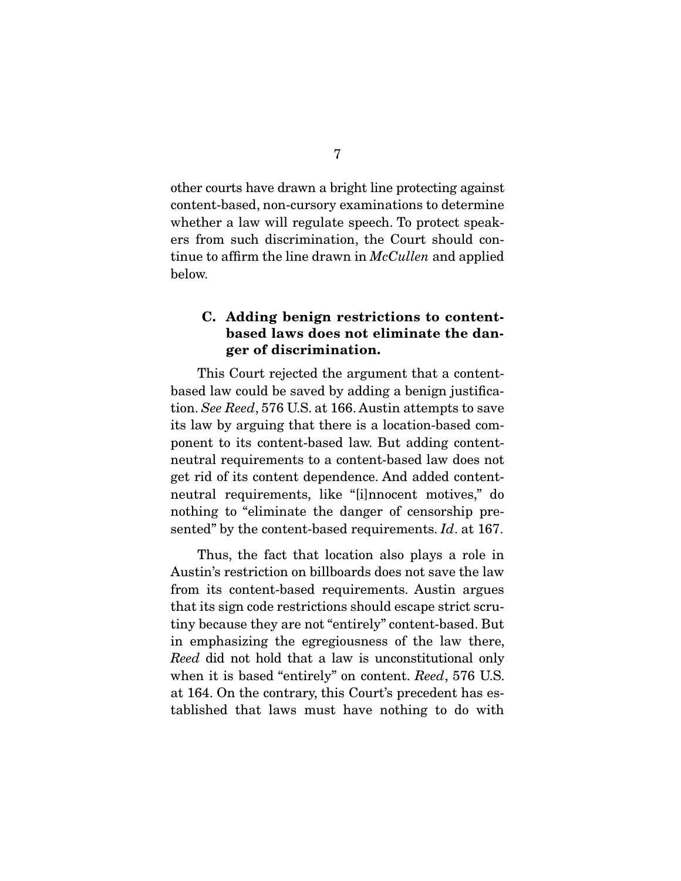other courts have drawn a bright line protecting against content-based, non-cursory examinations to determine whether a law will regulate speech. To protect speakers from such discrimination, the Court should continue to affirm the line drawn in *McCullen* and applied below.

### C. Adding benign restrictions to content-based laws does not eliminate the danger of discrimination.

This Court rejected the argument that a content-based law could be saved by adding a benign justification. *See Reed*, 576 U.S. at 166. Austin attempts to save its law by arguing that there is a location-based component to its content-based law. But adding content-neutral requirements to a content-based law does not get rid of its content dependence. And added content-neutral requirements, like "[i]nnocent motives," do nothing to "eliminate the danger of censorship presented" by the content-based requirements. *Id*. at 167.

Thus, the fact that location also plays a role in Austin's restriction on billboards does not save the law from its content-based requirements. Austin argues that its sign code restrictions should escape strict scrutiny because they are not "entirely" content-based. But in emphasizing the egregiousness of the law there, *Reed* did not hold that a law is unconstitutional only when it is based "entirely" on content. *Reed*, 576 U.S. at 164. On the contrary, this Court's precedent has established that laws must have nothing to do with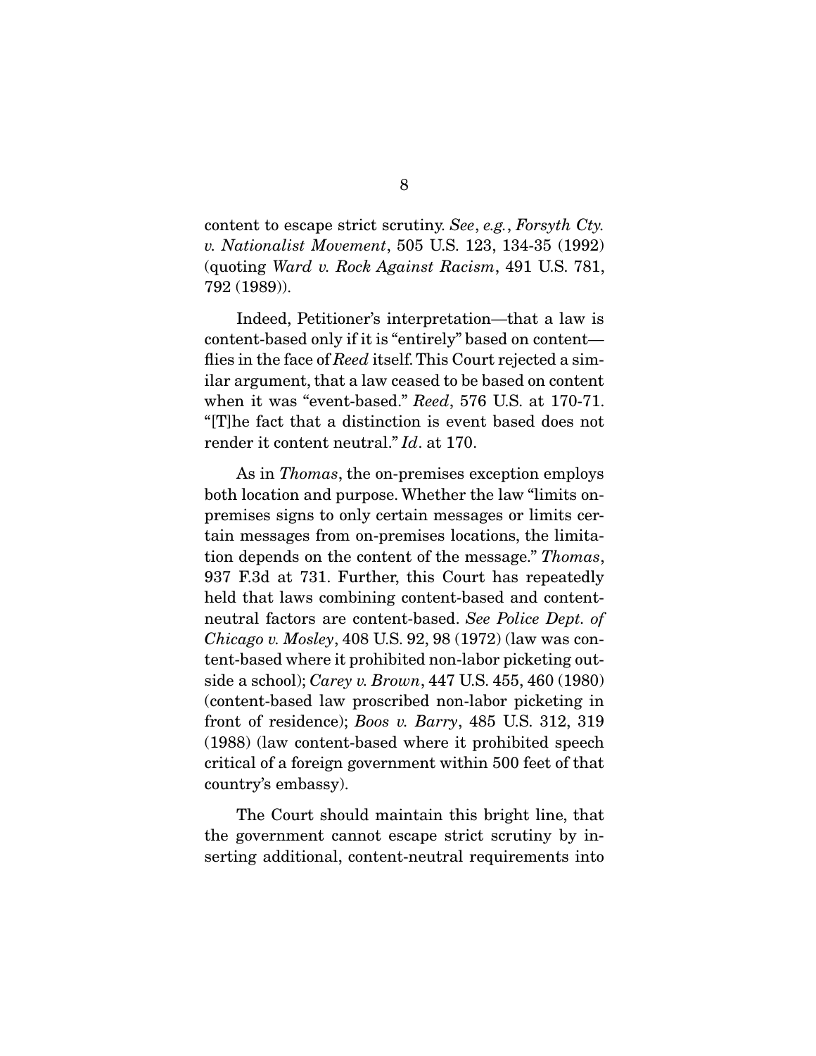content to escape strict scrutiny. *See*, *e.g.*, *Forsyth Cty. v. Nationalist Movement*, 505 U.S. 123, 134-35 (1992) (quoting *Ward v. Rock Against Racism*, 491 U.S. 781, 792 (1989)).

Indeed, Petitioner's interpretation—that a law is content-based only if it is "entirely" based on content—flies in the face of *Reed* itself. This Court rejected a similar argument, that a law ceased to be based on content when it was "event-based." *Reed*, 576 U.S. at 170-71. "[T]he fact that a distinction is event based does not render it content neutral." *Id*. at 170.

As in *Thomas*, the on-premises exception employs both location and purpose. Whether the law "limits on-premises signs to only certain messages or limits certain messages from on-premises locations, the limitation depends on the content of the message." *Thomas*, 937 F.3d at 731. Further, this Court has repeatedly held that laws combining content-based and content-neutral factors are content-based. *See Police Dept. of Chicago v. Mosley*, 408 U.S. 92, 98 (1972) (law was content-based where it prohibited non-labor picketing outside a school); *Carey v. Brown*, 447 U.S. 455, 460 (1980) (content-based law proscribed non-labor picketing in front of residence); *Boos v. Barry*, 485 U.S. 312, 319 (1988) (law content-based where it prohibited speech critical of a foreign government within 500 feet of that country's embassy).

The Court should maintain this bright line, that the government cannot escape strict scrutiny by inserting additional, content-neutral requirements into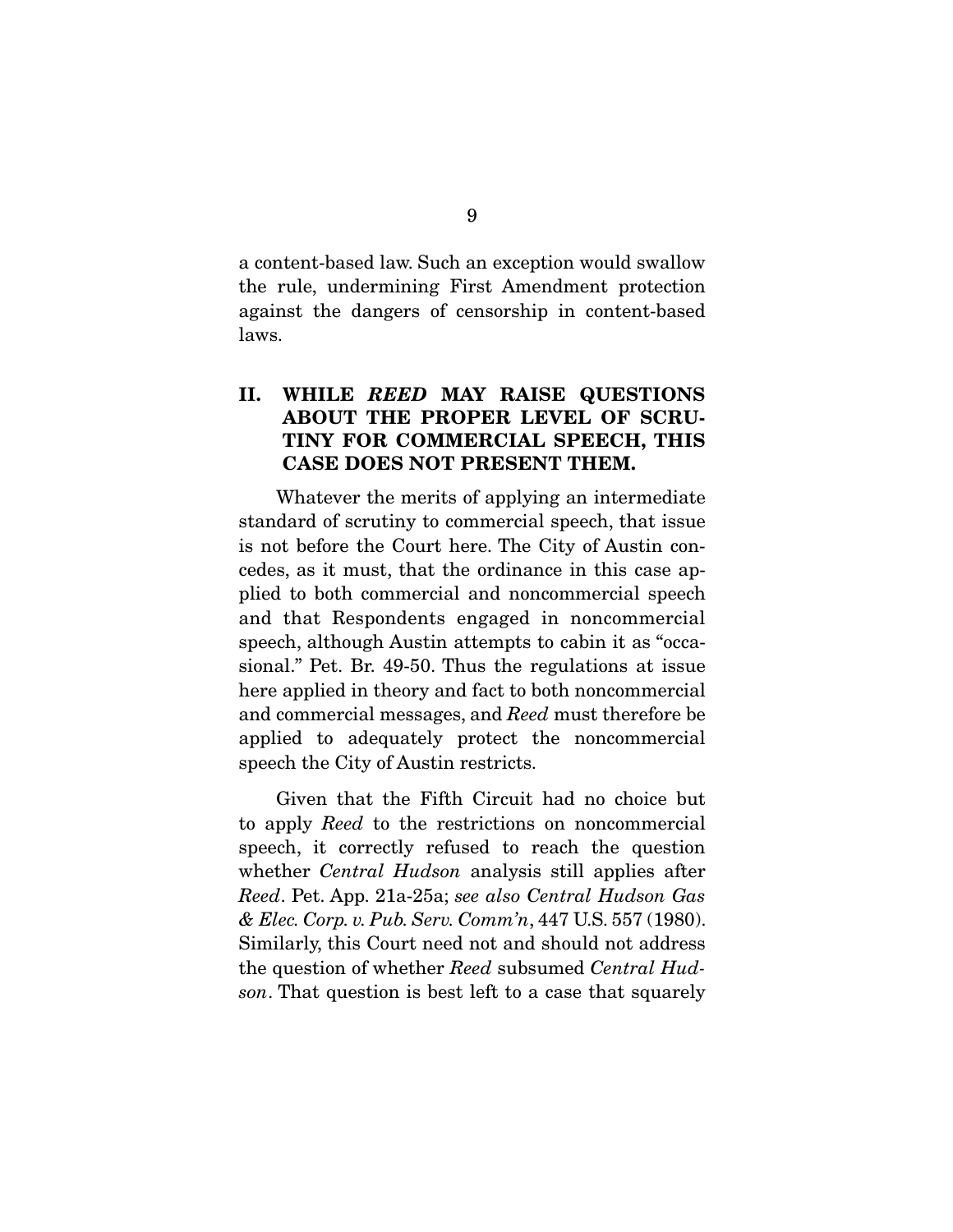a content-based law. Such an exception would swallow the rule, undermining First Amendment protection against the dangers of censorship in content-based laws.

## II. WHILE *REED* MAY RAISE QUESTIONS ABOUT THE PROPER LEVEL OF SCRUTINY FOR COMMERCIAL SPEECH, THIS CASE DOES NOT PRESENT THEM.

Whatever the merits of applying an intermediate standard of scrutiny to commercial speech, that issue is not before the Court here. The City of Austin concedes, as it must, that the ordinance in this case applied to both commercial and noncommercial speech and that Respondents engaged in noncommercial speech, although Austin attempts to cabin it as "occasional." Pet. Br. 49-50. Thus the regulations at issue here applied in theory and fact to both noncommercial and commercial messages, and *Reed* must therefore be applied to adequately protect the noncommercial speech the City of Austin restricts.

Given that the Fifth Circuit had no choice but to apply *Reed* to the restrictions on noncommercial speech, it correctly refused to reach the question whether *Central Hudson* analysis still applies after *Reed*. Pet. App. 21a-25a; *see also Central Hudson Gas & Elec. Corp. v. Pub. Serv. Comm'n*, 447 U.S. 557 (1980). Similarly, this Court need not and should not address the question of whether *Reed* subsumed *Central Hudson*. That question is best left to a case that squarely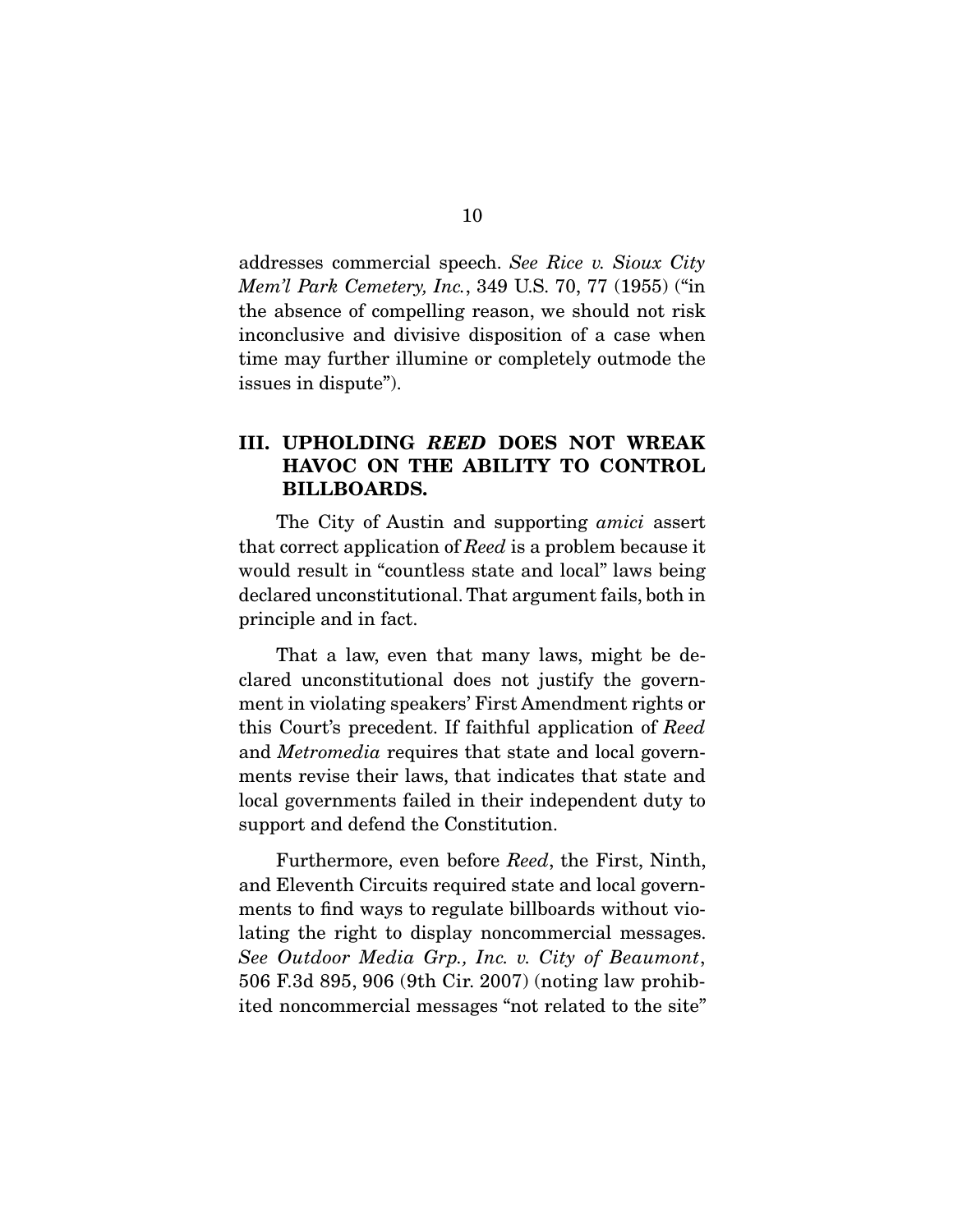addresses commercial speech. *See Rice v. Sioux City Mem'l Park Cemetery, Inc.*, 349 U.S. 70, 77 (1955) ("in the absence of compelling reason, we should not risk inconclusive and divisive disposition of a case when time may further illumine or completely outmode the issues in dispute").

## III. UPHOLDING *REED* DOES NOT WREAK HAVOC ON THE ABILITY TO CONTROL BILLBOARDS.

The City of Austin and supporting *amici* assert that correct application of *Reed* is a problem because it would result in "countless state and local" laws being declared unconstitutional. That argument fails, both in principle and in fact.

That a law, even that many laws, might be declared unconstitutional does not justify the government in violating speakers' First Amendment rights or this Court's precedent. If faithful application of *Reed* and *Metromedia* requires that state and local governments revise their laws, that indicates that state and local governments failed in their independent duty to support and defend the Constitution.

Furthermore, even before *Reed*, the First, Ninth, and Eleventh Circuits required state and local governments to find ways to regulate billboards without violating the right to display noncommercial messages. *See Outdoor Media Grp., Inc. v. City of Beaumont*, 506 F.3d 895, 906 (9th Cir. 2007) (noting law prohibited noncommercial messages "not related to the site"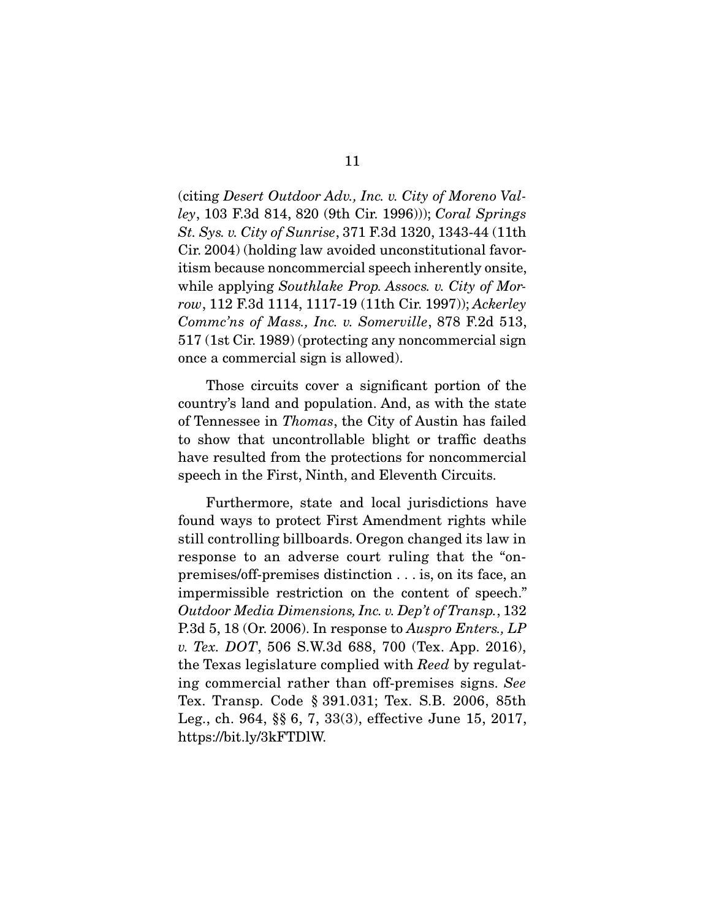(citing *Desert Outdoor Adv., Inc. v. City of Moreno Valley*, 103 F.3d 814, 820 (9th Cir. 1996))); *Coral Springs St. Sys. v. City of Sunrise*, 371 F.3d 1320, 1343-44 (11th Cir. 2004) (holding law avoided unconstitutional favoritism because noncommercial speech inherently onsite, while applying *Southlake Prop. Assocs. v. City of Morrow*, 112 F.3d 1114, 1117-19 (11th Cir. 1997)); *Ackerley Commc'ns of Mass., Inc. v. Somerville*, 878 F.2d 513, 517 (1st Cir. 1989) (protecting any noncommercial sign once a commercial sign is allowed).

Those circuits cover a significant portion of the country's land and population. And, as with the state of Tennessee in *Thomas*, the City of Austin has failed to show that uncontrollable blight or traffic deaths have resulted from the protections for noncommercial speech in the First, Ninth, and Eleventh Circuits.

Furthermore, state and local jurisdictions have found ways to protect First Amendment rights while still controlling billboards. Oregon changed its law in response to an adverse court ruling that the "on-premises/off-premises distinction . . . is, on its face, an impermissible restriction on the content of speech." *Outdoor Media Dimensions, Inc. v. Dep't of Transp.*, 132 P.3d 5, 18 (Or. 2006). In response to *Auspro Enters., LP v. Tex. DOT*, 506 S.W.3d 688, 700 (Tex. App. 2016), the Texas legislature complied with *Reed* by regulating commercial rather than off-premises signs. *See* Tex. Transp. Code § 391.031; Tex. S.B. 2006, 85th Leg., ch. 964, §§ 6, 7, 33(3), effective June 15, 2017, https://bit.ly/3kFTDlW.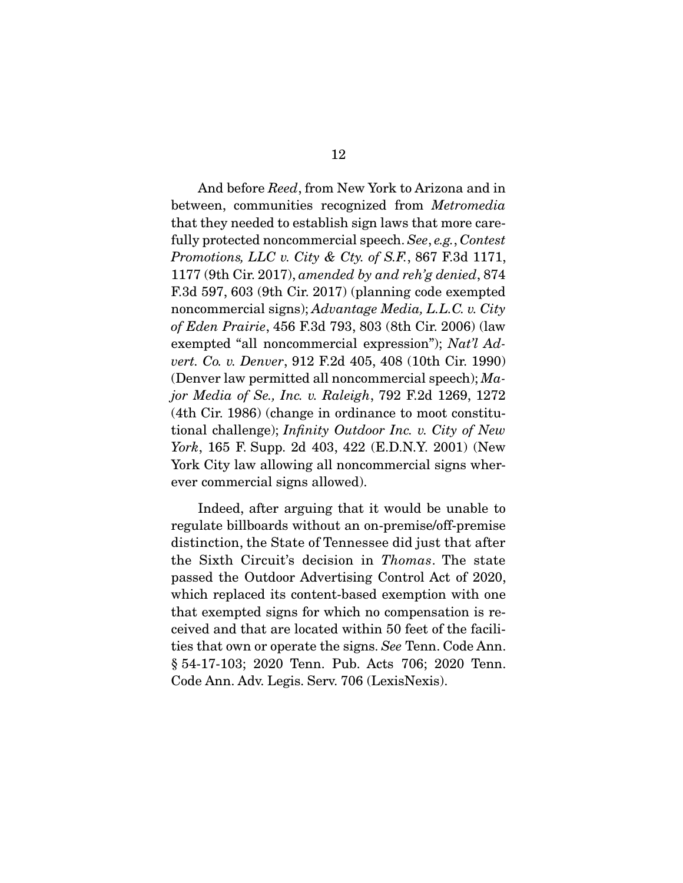And before *Reed*, from New York to Arizona and in between, communities recognized from *Metromedia* that they needed to establish sign laws that more carefully protected noncommercial speech. *See*, *e.g.*, *Contest Promotions, LLC v. City & Cty. of S.F.*, 867 F.3d 1171, 1177 (9th Cir. 2017), *amended by and reh'g denied*, 874 F.3d 597, 603 (9th Cir. 2017) (planning code exempted noncommercial signs); *Advantage Media, L.L.C. v. City of Eden Prairie*, 456 F.3d 793, 803 (8th Cir. 2006) (law exempted "all noncommercial expression"); *Nat'l Advert. Co. v. Denver*, 912 F.2d 405, 408 (10th Cir. 1990) (Denver law permitted all noncommercial speech); *Major Media of Se., Inc. v. Raleigh*, 792 F.2d 1269, 1272 (4th Cir. 1986) (change in ordinance to moot constitutional challenge); *Infinity Outdoor Inc. v. City of New York*, 165 F. Supp. 2d 403, 422 (E.D.N.Y. 2001) (New York City law allowing all noncommercial signs wherever commercial signs allowed).

Indeed, after arguing that it would be unable to regulate billboards without an on-premise/off-premise distinction, the State of Tennessee did just that after the Sixth Circuit's decision in *Thomas*. The state passed the Outdoor Advertising Control Act of 2020, which replaced its content-based exemption with one that exempted signs for which no compensation is received and that are located within 50 feet of the facilities that own or operate the signs. *See* Tenn. Code Ann. § 54-17-103; 2020 Tenn. Pub. Acts 706; 2020 Tenn. Code Ann. Adv. Legis. Serv. 706 (LexisNexis).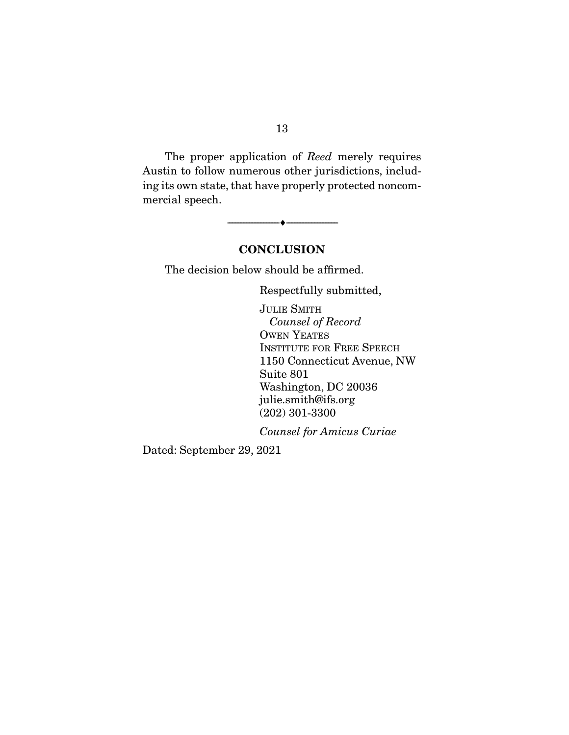The proper application of *Reed* merely requires Austin to follow numerous other jurisdictions, including its own state, that have properly protected noncommercial speech.

---

## CONCLUSION

The decision below should be affirmed.

Respectfully submitted,

JULIE SMITH
*Counsel of Record*
OWEN YEATES
INSTITUTE FOR FREE SPEECH
1150 Connecticut Avenue, NW
Suite 801
Washington, DC 20036
julie.smith@ifs.org
(202) 301-3300

*Counsel for Amicus Curiae*

Dated: September 29, 2021